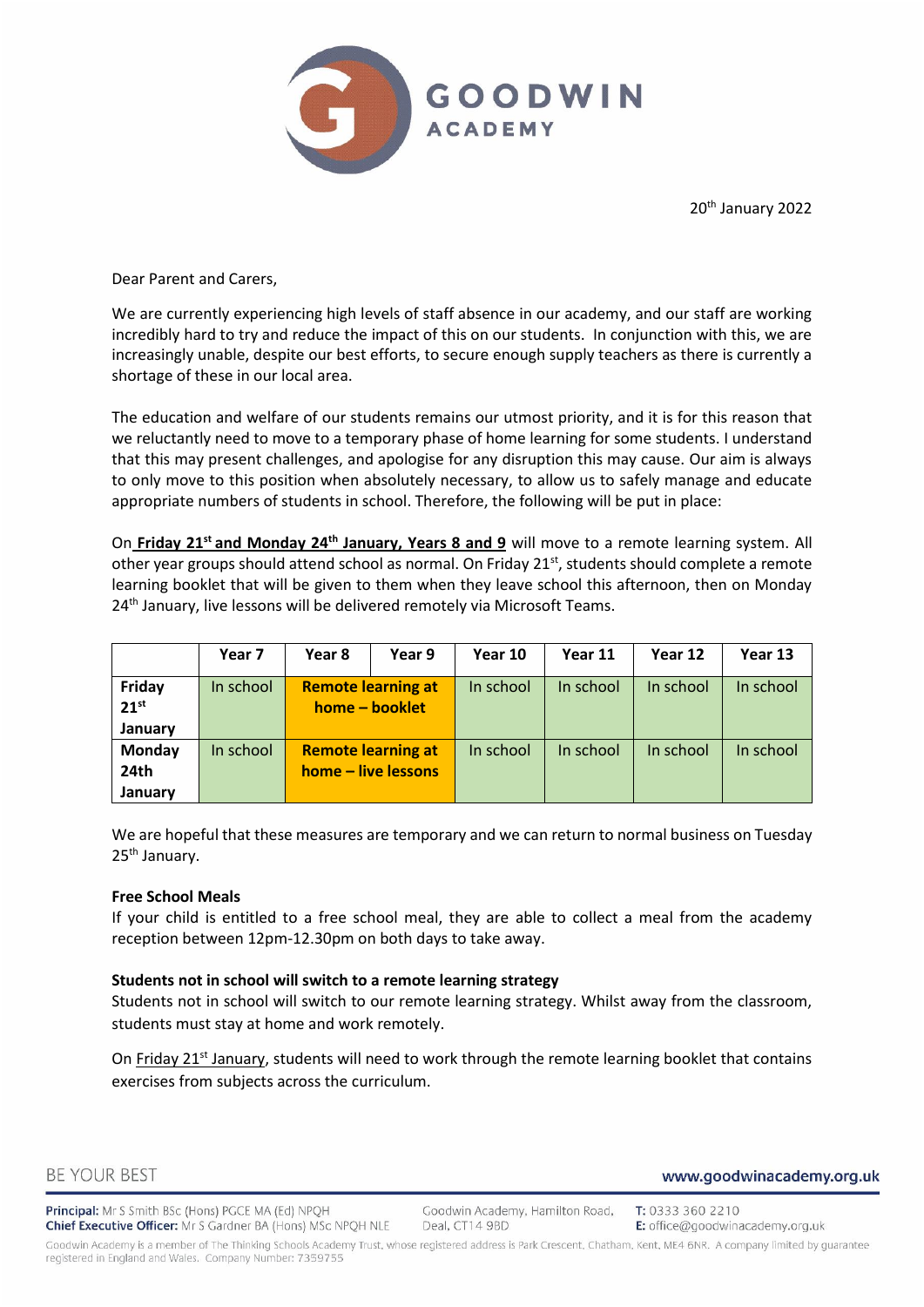# GOODWIN ACADEMY

20th January 2022

Dear Parent and Carers,

We are currently experiencing high levels of staff absence in our academy, and our staff are working incredibly hard to try and reduce the impact of this on our students. In conjunction with this, we are increasingly unable, despite our best efforts, to secure enough supply teachers as there is currently a shortage of these in our local area.

The education and welfare of our students remains our utmost priority, and it is for this reason that we reluctantly need to move to a temporary phase of home learning for some students. I understand that this may present challenges, and apologise for any disruption this may cause. Our aim is always to only move to this position when absolutely necessary, to allow us to safely manage and educate appropriate numbers of students in school. Therefore, the following will be put in place:

On **Friday 21st and Monday 24th January, Years 8 and 9** will move to a remote learning system. All other year groups should attend school as normal. On Friday 21st, students should complete a remote learning booklet that will be given to them when they leave school this afternoon, then on Monday 24th January, live lessons will be delivered remotely via Microsoft Teams.

| | Year 7 | Year 8 | Year 9 | Year 10 | Year 11 | Year 12 | Year 13 |
|---|---|---|---|---|---|---|---|
| **Friday 21st January** | In school | **Remote learning at home – booklet** | | In school | In school | In school | In school |
| **Monday 24th January** | In school | **Remote learning at home – live lessons** | | In school | In school | In school | In school |

We are hopeful that these measures are temporary and we can return to normal business on Tuesday 25th January.

**Free School Meals**

If your child is entitled to a free school meal, they are able to collect a meal from the academy reception between 12pm-12.30pm on both days to take away.

**Students not in school will switch to a remote learning strategy**

Students not in school will switch to our remote learning strategy. Whilst away from the classroom, students must stay at home and work remotely.

On Friday 21st January, students will need to work through the remote learning booklet that contains exercises from subjects across the curriculum.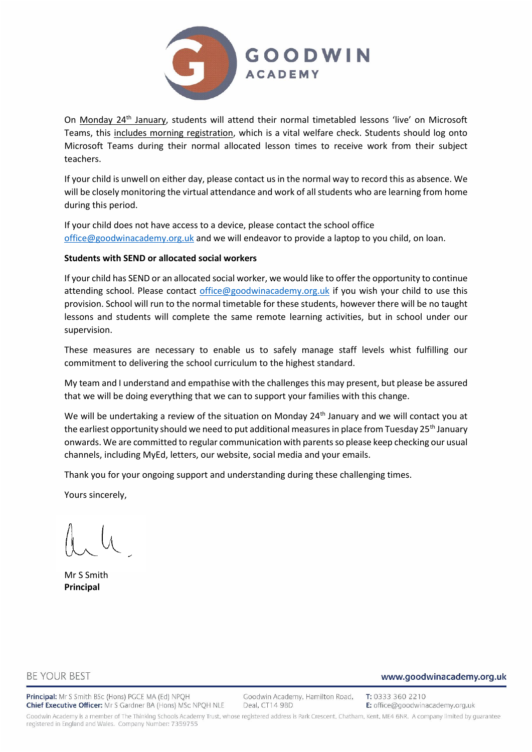On <u>Monday 24th January</u>, students will attend their normal timetabled lessons 'live' on Microsoft Teams, this <u>includes morning registration</u>, which is a vital welfare check. Students should log onto Microsoft Teams during their normal allocated lesson times to receive work from their subject teachers.

If your child is unwell on either day, please contact us in the normal way to record this as absence. We will be closely monitoring the virtual attendance and work of all students who are learning from home during this period.

If your child does not have access to a device, please contact the school office office@goodwinacademy.org.uk and we will endeavor to provide a laptop to you child, on loan.

**Students with SEND or allocated social workers**

If your child has SEND or an allocated social worker, we would like to offer the opportunity to continue attending school. Please contact office@goodwinacademy.org.uk if you wish your child to use this provision. School will run to the normal timetable for these students, however there will be no taught lessons and students will complete the same remote learning activities, but in school under our supervision.

These measures are necessary to enable us to safely manage staff levels whist fulfilling our commitment to delivering the school curriculum to the highest standard.

My team and I understand and empathise with the challenges this may present, but please be assured that we will be doing everything that we can to support your families with this change.

We will be undertaking a review of the situation on Monday 24th January and we will contact you at the earliest opportunity should we need to put additional measures in place from Tuesday 25th January onwards. We are committed to regular communication with parents so please keep checking our usual channels, including MyEd, letters, our website, social media and your emails.

Thank you for your ongoing support and understanding during these challenging times.

Yours sincerely,

Mr S Smith
**Principal**